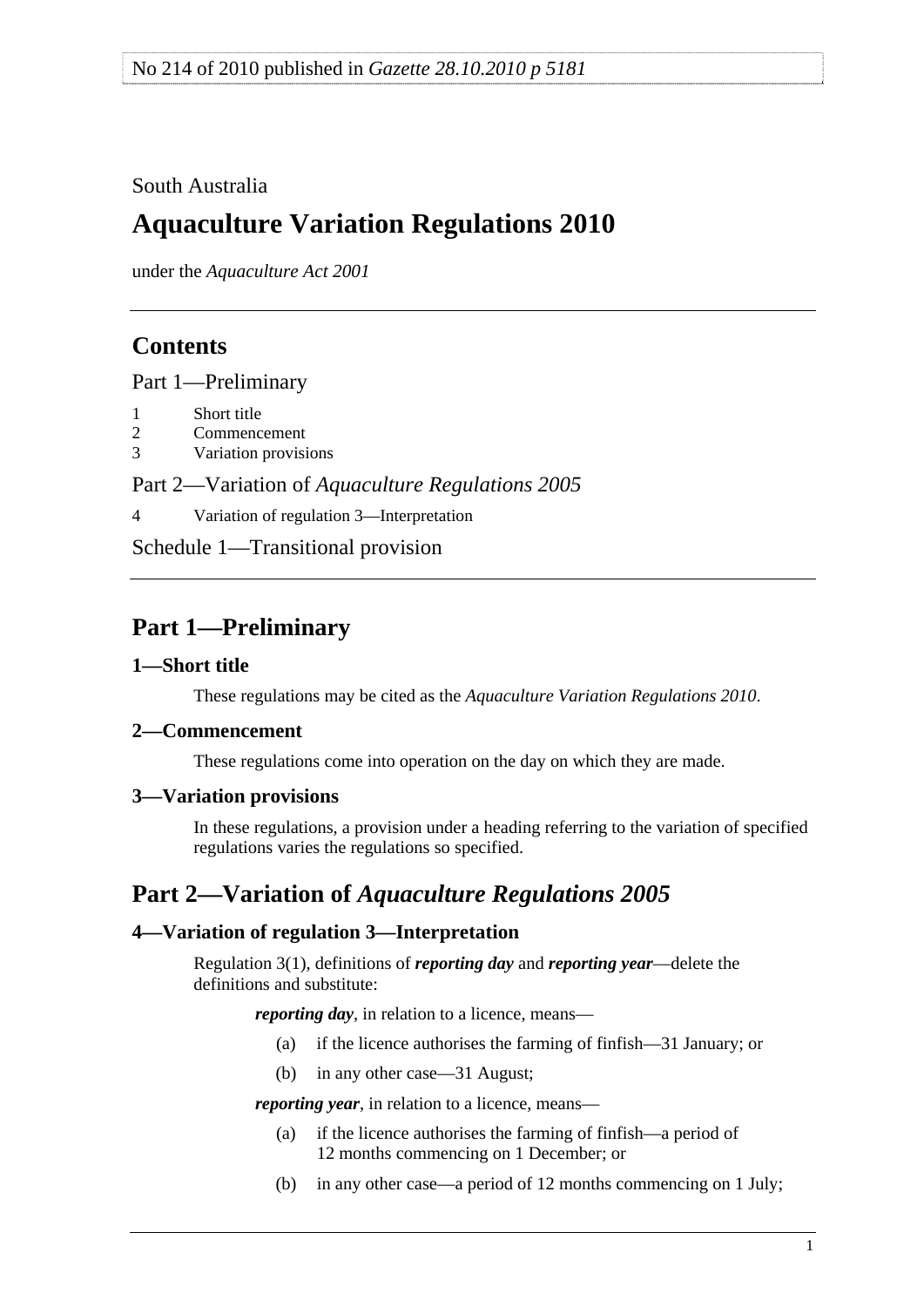No 214 of 2010 published in *Gazette 28.10.2010 p 5181*

South Australia

# Aquaculture Variation Regulations 2010

under the *Aquaculture Act 2001*

## Contents

Part 1—Preliminary

1 Short title
2 Commencement
3 Variation provisions

Part 2—Variation of *Aquaculture Regulations 2005*

4 Variation of regulation 3—Interpretation

Schedule 1—Transitional provision

## Part 1—Preliminary

### 1—Short title

These regulations may be cited as the *Aquaculture Variation Regulations 2010*.

### 2—Commencement

These regulations come into operation on the day on which they are made.

### 3—Variation provisions

In these regulations, a provision under a heading referring to the variation of specified regulations varies the regulations so specified.

## Part 2—Variation of *Aquaculture Regulations 2005*

### 4—Variation of regulation 3—Interpretation

Regulation 3(1), definitions of ***reporting day*** and ***reporting year***—delete the definitions and substitute:

***reporting day***, in relation to a licence, means—

(a) if the licence authorises the farming of finfish—31 January; or

(b) in any other case—31 August;

***reporting year***, in relation to a licence, means—

(a) if the licence authorises the farming of finfish—a period of 12 months commencing on 1 December; or

(b) in any other case—a period of 12 months commencing on 1 July;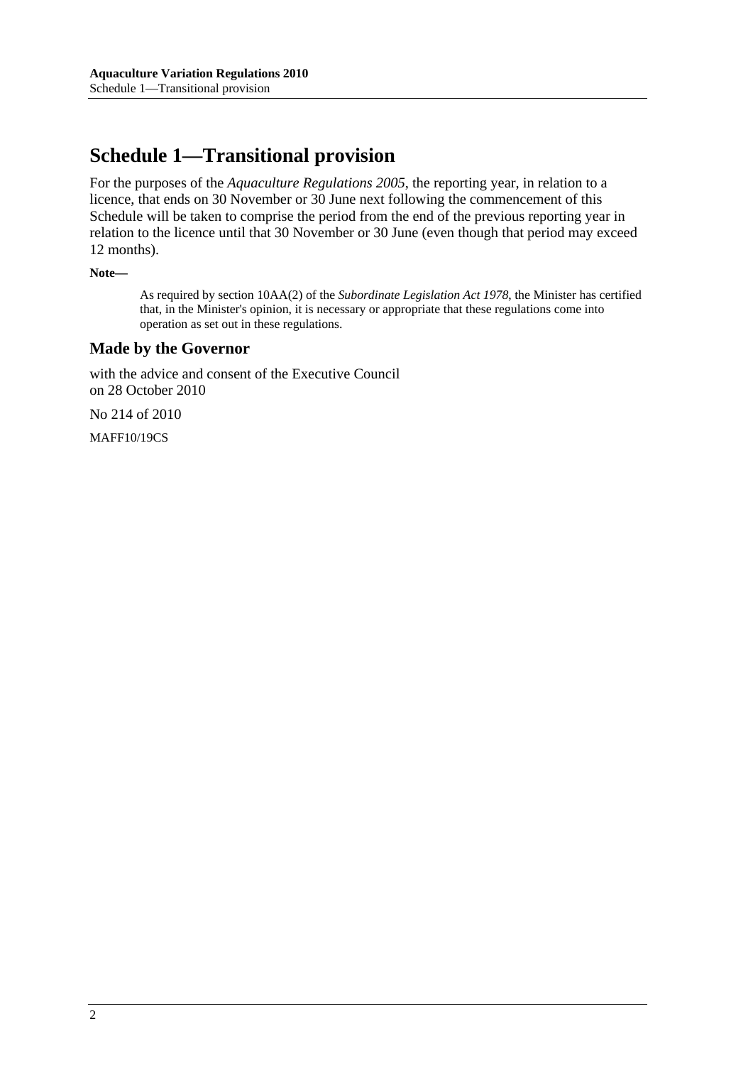## Schedule 1—Transitional provision

For the purposes of the *Aquaculture Regulations 2005*, the reporting year, in relation to a licence, that ends on 30 November or 30 June next following the commencement of this Schedule will be taken to comprise the period from the end of the previous reporting year in relation to the licence until that 30 November or 30 June (even though that period may exceed 12 months).

**Note—**

As required by section 10AA(2) of the *Subordinate Legislation Act 1978*, the Minister has certified that, in the Minister's opinion, it is necessary or appropriate that these regulations come into operation as set out in these regulations.

### Made by the Governor

with the advice and consent of the Executive Council on 28 October 2010

No 214 of 2010

MAFF10/19CS